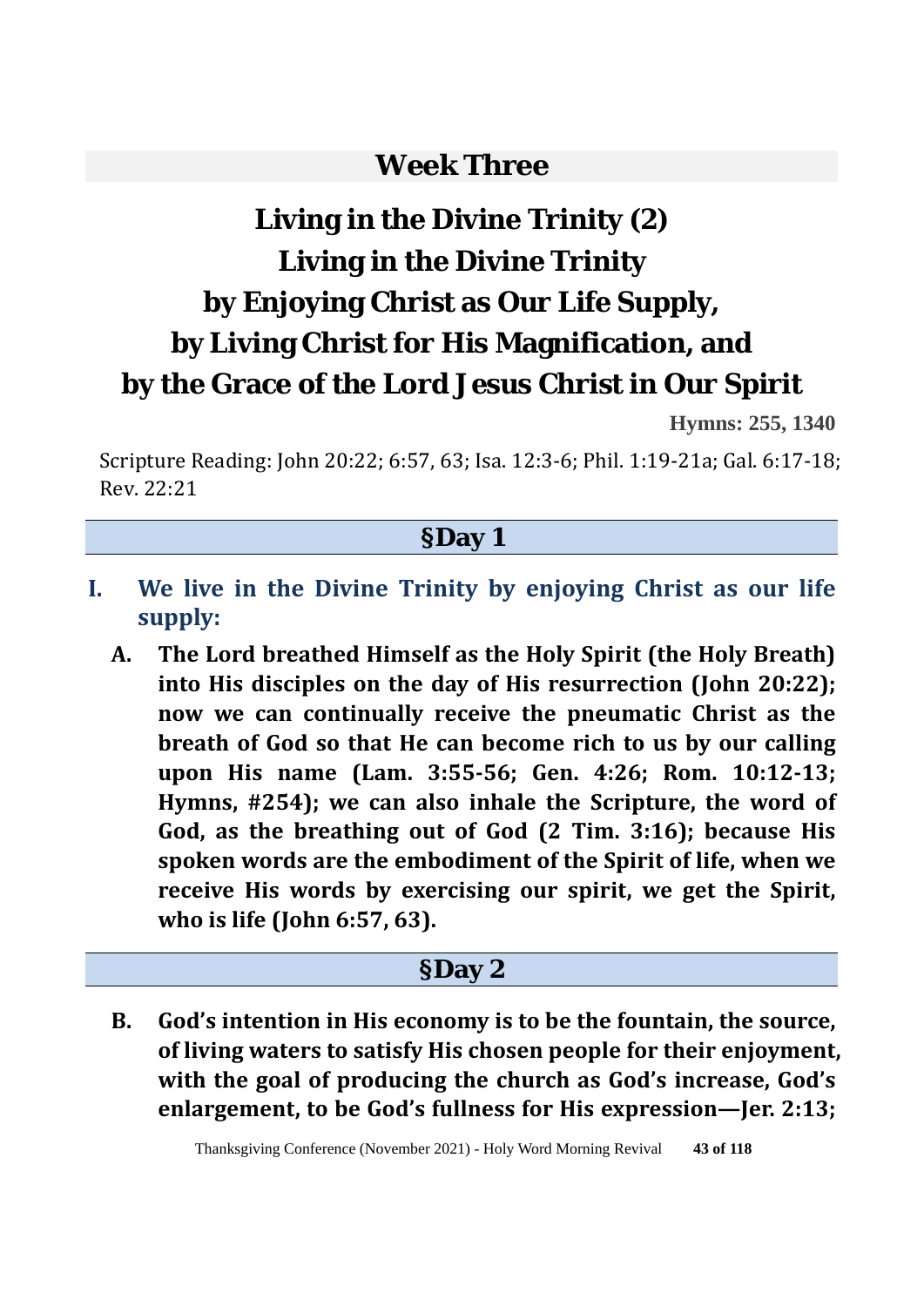# Week Three

# Living in the Divine Trinity (2)
# Living in the Divine Trinity by Enjoying Christ as Our Life Supply, by Living Christ for His Magnification, and by the Grace of the Lord Jesus Christ in Our Spirit

**Hymns: 255, 1340**

Scripture Reading: John 20:22; 6:57, 63; Isa. 12:3-6; Phil. 1:19-21a; Gal. 6:17-18; Rev. 22:21

## §Day 1

### I. We live in the Divine Trinity by enjoying Christ as our life supply:

**A. The Lord breathed Himself as the Holy Spirit (the Holy Breath) into His disciples on the day of His resurrection (John 20:22); now we can continually receive the pneumatic Christ as the breath of God so that He can become rich to us by our calling upon His name (Lam. 3:55-56; Gen. 4:26; Rom. 10:12-13; Hymns, #254); we can also inhale the Scripture, the word of God, as the breathing out of God (2 Tim. 3:16); because His spoken words are the embodiment of the Spirit of life, when we receive His words by exercising our spirit, we get the Spirit, who is life (John 6:57, 63).**

## §Day 2

**B. God's intention in His economy is to be the fountain, the source, of living waters to satisfy His chosen people for their enjoyment, with the goal of producing the church as God's increase, God's enlargement, to be God's fullness for His expression—Jer. 2:13;**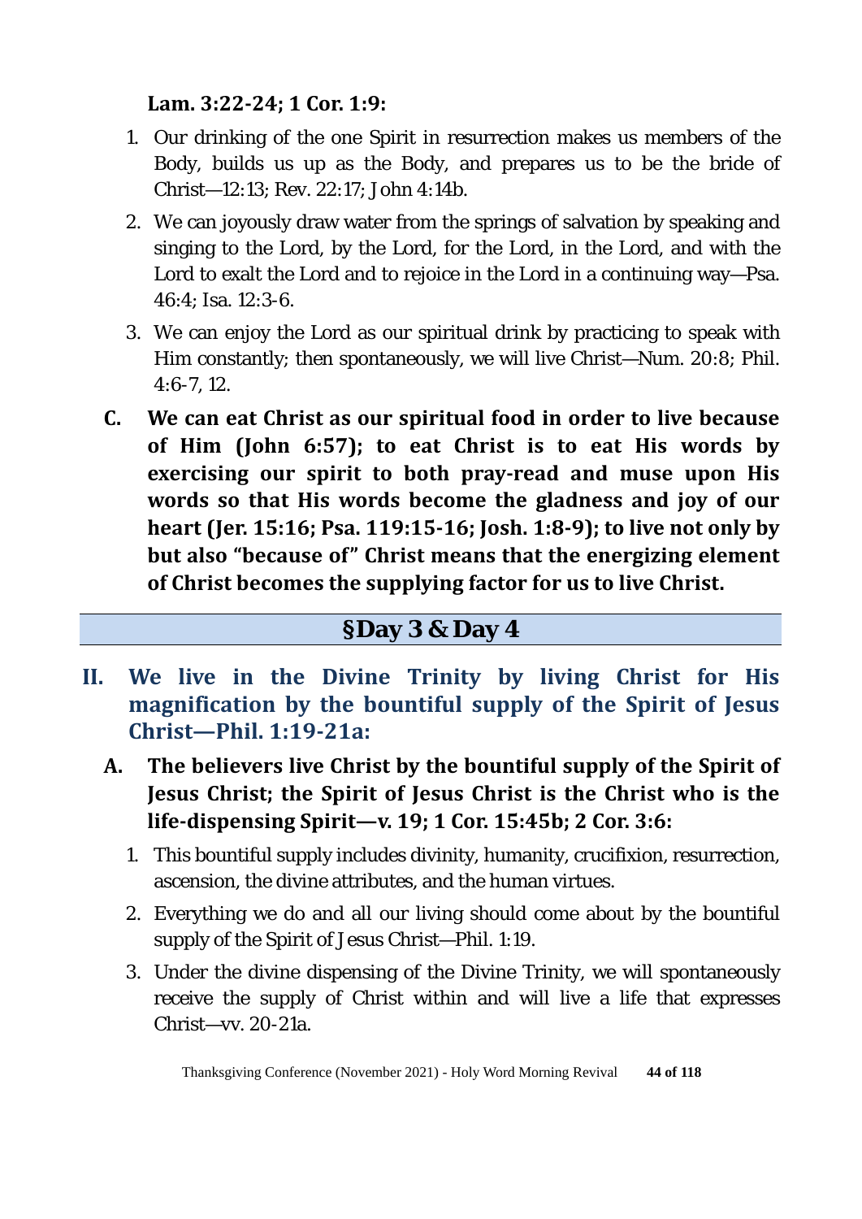**Lam. 3:22-24; 1 Cor. 1:9:**

1. Our drinking of the one Spirit in resurrection makes us members of the Body, builds us up as the Body, and prepares us to be the bride of Christ—12:13; Rev. 22:17; John 4:14b.
2. We can joyously draw water from the springs of salvation by speaking and singing to the Lord, by the Lord, for the Lord, in the Lord, and with the Lord to exalt the Lord and to rejoice in the Lord in a continuing way—Psa. 46:4; Isa. 12:3-6.
3. We can enjoy the Lord as our spiritual drink by practicing to speak with Him constantly; then spontaneously, we will live Christ—Num. 20:8; Phil. 4:6-7, 12.

**C. We can eat Christ as our spiritual food in order to live because of Him (John 6:57); to eat Christ is to eat His words by exercising our spirit to both pray-read and muse upon His words so that His words become the gladness and joy of our heart (Jer. 15:16; Psa. 119:15-16; Josh. 1:8-9); to live not only by but also "because of" Christ means that the energizing element of Christ becomes the supplying factor for us to live Christ.**

## §Day 3 & Day 4

## II. We live in the Divine Trinity by living Christ for His magnification by the bountiful supply of the Spirit of Jesus Christ—Phil. 1:19-21a:

**A. The believers live Christ by the bountiful supply of the Spirit of Jesus Christ; the Spirit of Jesus Christ is the Christ who is the life-dispensing Spirit—v. 19; 1 Cor. 15:45b; 2 Cor. 3:6:**

1. This bountiful supply includes divinity, humanity, crucifixion, resurrection, ascension, the divine attributes, and the human virtues.
2. Everything we do and all our living should come about by the bountiful supply of the Spirit of Jesus Christ—Phil. 1:19.
3. Under the divine dispensing of the Divine Trinity, we will spontaneously receive the supply of Christ within and will live a life that expresses Christ—vv. 20-21a.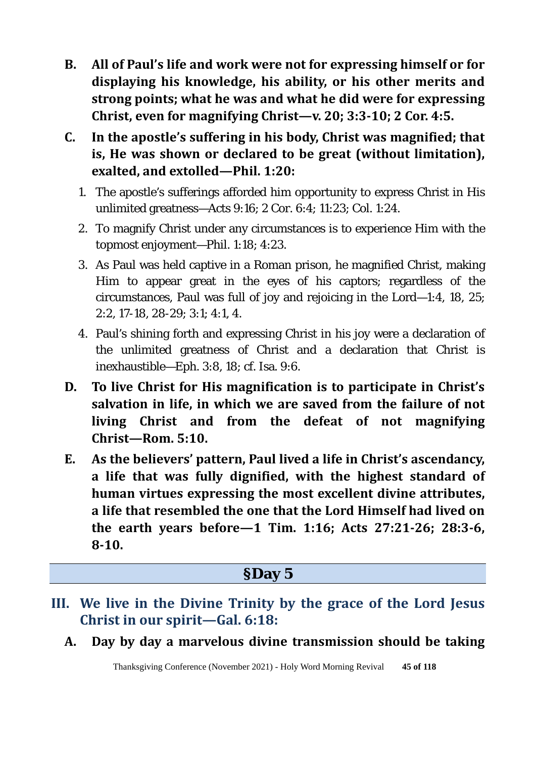**B. All of Paul's life and work were not for expressing himself or for displaying his knowledge, his ability, or his other merits and strong points; what he was and what he did were for expressing Christ, even for magnifying Christ—v. 20; 3:3-10; 2 Cor. 4:5.**

**C. In the apostle's suffering in his body, Christ was magnified; that is, He was shown or declared to be great (without limitation), exalted, and extolled—Phil. 1:20:**

1. The apostle's sufferings afforded him opportunity to express Christ in His unlimited greatness—Acts 9:16; 2 Cor. 6:4; 11:23; Col. 1:24.
2. To magnify Christ under any circumstances is to experience Him with the topmost enjoyment—Phil. 1:18; 4:23.
3. As Paul was held captive in a Roman prison, he magnified Christ, making Him to appear great in the eyes of his captors; regardless of the circumstances, Paul was full of joy and rejoicing in the Lord—1:4, 18, 25; 2:2, 17-18, 28-29; 3:1; 4:1, 4.
4. Paul's shining forth and expressing Christ in his joy were a declaration of the unlimited greatness of Christ and a declaration that Christ is inexhaustible—Eph. 3:8, 18; cf. Isa. 9:6.

**D. To live Christ for His magnification is to participate in Christ's salvation in life, in which we are saved from the failure of not living Christ and from the defeat of not magnifying Christ—Rom. 5:10.**

**E. As the believers' pattern, Paul lived a life in Christ's ascendancy, a life that was fully dignified, with the highest standard of human virtues expressing the most excellent divine attributes, a life that resembled the one that the Lord Himself had lived on the earth years before—1 Tim. 1:16; Acts 27:21-26; 28:3-6, 8-10.**

## §Day 5

## III. We live in the Divine Trinity by the grace of the Lord Jesus Christ in our spirit—Gal. 6:18:

**A. Day by day a marvelous divine transmission should be taking**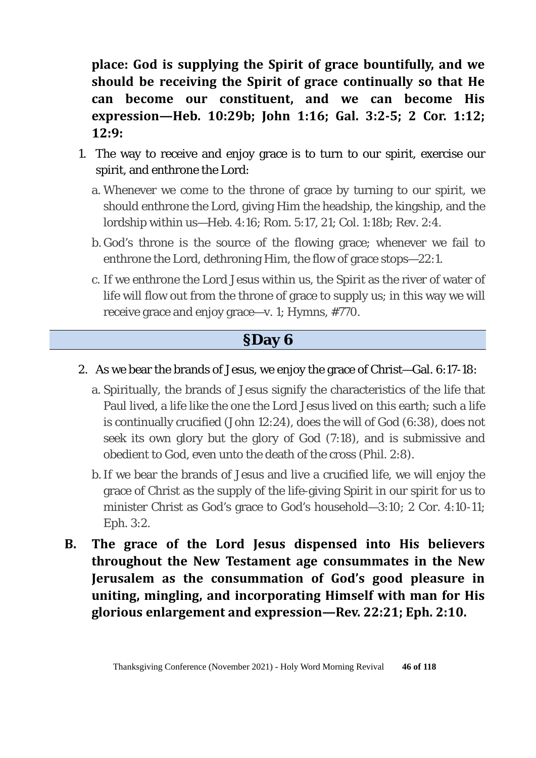**place: God is supplying the Spirit of grace bountifully, and we should be receiving the Spirit of grace continually so that He can become our constituent, and we can become His expression—Heb. 10:29b; John 1:16; Gal. 3:2-5; 2 Cor. 1:12; 12:9:**

1. The way to receive and enjoy grace is to turn to our spirit, exercise our spirit, and enthrone the Lord:
   a. Whenever we come to the throne of grace by turning to our spirit, we should enthrone the Lord, giving Him the headship, the kingship, and the lordship within us—Heb. 4:16; Rom. 5:17, 21; Col. 1:18b; Rev. 2:4.
   b. God's throne is the source of the flowing grace; whenever we fail to enthrone the Lord, dethroning Him, the flow of grace stops—22:1.
   c. If we enthrone the Lord Jesus within us, the Spirit as the river of water of life will flow out from the throne of grace to supply us; in this way we will receive grace and enjoy grace—v. 1; Hymns, #770.

## §Day 6

2. As we bear the brands of Jesus, we enjoy the grace of Christ—Gal. 6:17-18:
   a. Spiritually, the brands of Jesus signify the characteristics of the life that Paul lived, a life like the one the Lord Jesus lived on this earth; such a life is continually crucified (John 12:24), does the will of God (6:38), does not seek its own glory but the glory of God (7:18), and is submissive and obedient to God, even unto the death of the cross (Phil. 2:8).
   b. If we bear the brands of Jesus and live a crucified life, we will enjoy the grace of Christ as the supply of the life-giving Spirit in our spirit for us to minister Christ as God's grace to God's household—3:10; 2 Cor. 4:10-11; Eph. 3:2.

**B. The grace of the Lord Jesus dispensed into His believers throughout the New Testament age consummates in the New Jerusalem as the consummation of God's good pleasure in uniting, mingling, and incorporating Himself with man for His glorious enlargement and expression—Rev. 22:21; Eph. 2:10.**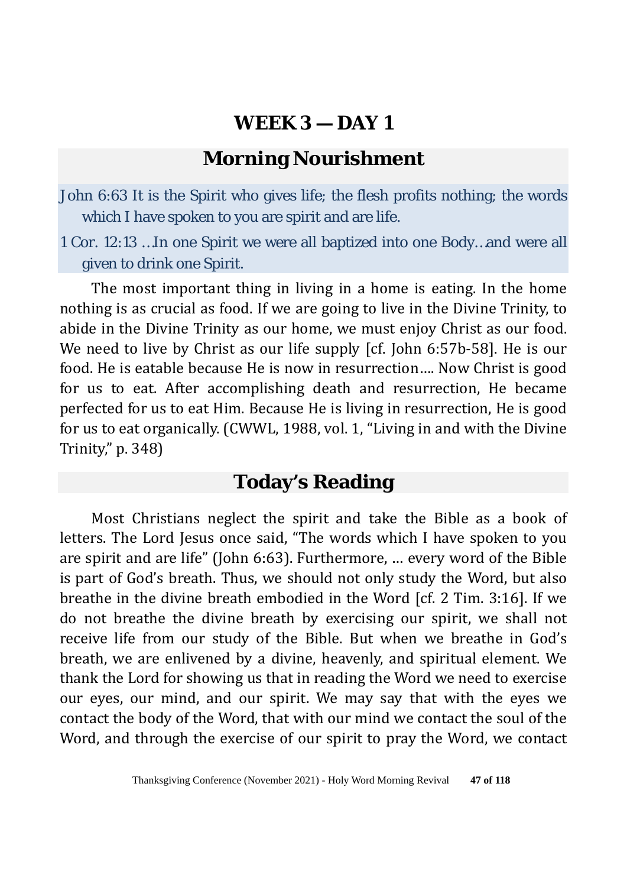# WEEK 3 — DAY 1

## Morning Nourishment

John 6:63 It is the Spirit who gives life; the flesh profits nothing; the words which I have spoken to you are spirit and are life.

1 Cor. 12:13 …In one Spirit we were all baptized into one Body…and were all given to drink one Spirit.

The most important thing in living in a home is eating. In the home nothing is as crucial as food. If we are going to live in the Divine Trinity, to abide in the Divine Trinity as our home, we must enjoy Christ as our food. We need to live by Christ as our life supply [cf. John 6:57b-58]. He is our food. He is eatable because He is now in resurrection…. Now Christ is good for us to eat. After accomplishing death and resurrection, He became perfected for us to eat Him. Because He is living in resurrection, He is good for us to eat organically. (CWWL, 1988, vol. 1, "Living in and with the Divine Trinity," p. 348)

## Today's Reading

Most Christians neglect the spirit and take the Bible as a book of letters. The Lord Jesus once said, "The words which I have spoken to you are spirit and are life" (John 6:63). Furthermore, … every word of the Bible is part of God's breath. Thus, we should not only study the Word, but also breathe in the divine breath embodied in the Word [cf. 2 Tim. 3:16]. If we do not breathe the divine breath by exercising our spirit, we shall not receive life from our study of the Bible. But when we breathe in God's breath, we are enlivened by a divine, heavenly, and spiritual element. We thank the Lord for showing us that in reading the Word we need to exercise our eyes, our mind, and our spirit. We may say that with the eyes we contact the body of the Word, that with our mind we contact the soul of the Word, and through the exercise of our spirit to pray the Word, we contact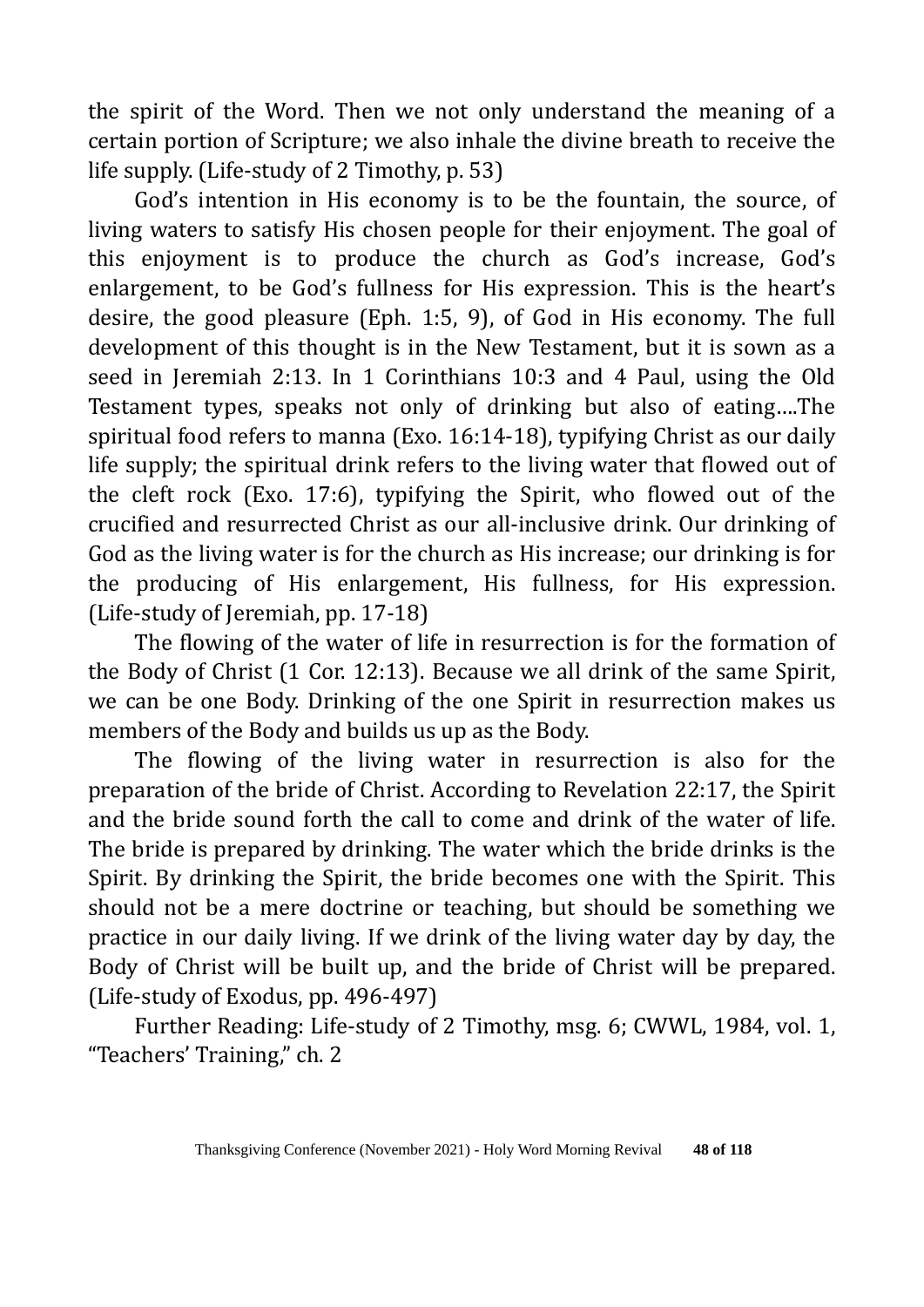the spirit of the Word. Then we not only understand the meaning of a certain portion of Scripture; we also inhale the divine breath to receive the life supply. (Life-study of 2 Timothy, p. 53)

God's intention in His economy is to be the fountain, the source, of living waters to satisfy His chosen people for their enjoyment. The goal of this enjoyment is to produce the church as God's increase, God's enlargement, to be God's fullness for His expression. This is the heart's desire, the good pleasure (Eph. 1:5, 9), of God in His economy. The full development of this thought is in the New Testament, but it is sown as a seed in Jeremiah 2:13. In 1 Corinthians 10:3 and 4 Paul, using the Old Testament types, speaks not only of drinking but also of eating….The spiritual food refers to manna (Exo. 16:14-18), typifying Christ as our daily life supply; the spiritual drink refers to the living water that flowed out of the cleft rock (Exo. 17:6), typifying the Spirit, who flowed out of the crucified and resurrected Christ as our all-inclusive drink. Our drinking of God as the living water is for the church as His increase; our drinking is for the producing of His enlargement, His fullness, for His expression. (Life-study of Jeremiah, pp. 17-18)

The flowing of the water of life in resurrection is for the formation of the Body of Christ (1 Cor. 12:13). Because we all drink of the same Spirit, we can be one Body. Drinking of the one Spirit in resurrection makes us members of the Body and builds us up as the Body.

The flowing of the living water in resurrection is also for the preparation of the bride of Christ. According to Revelation 22:17, the Spirit and the bride sound forth the call to come and drink of the water of life. The bride is prepared by drinking. The water which the bride drinks is the Spirit. By drinking the Spirit, the bride becomes one with the Spirit. This should not be a mere doctrine or teaching, but should be something we practice in our daily living. If we drink of the living water day by day, the Body of Christ will be built up, and the bride of Christ will be prepared. (Life-study of Exodus, pp. 496-497)

Further Reading: Life-study of 2 Timothy, msg. 6; CWWL, 1984, vol. 1, "Teachers' Training," ch. 2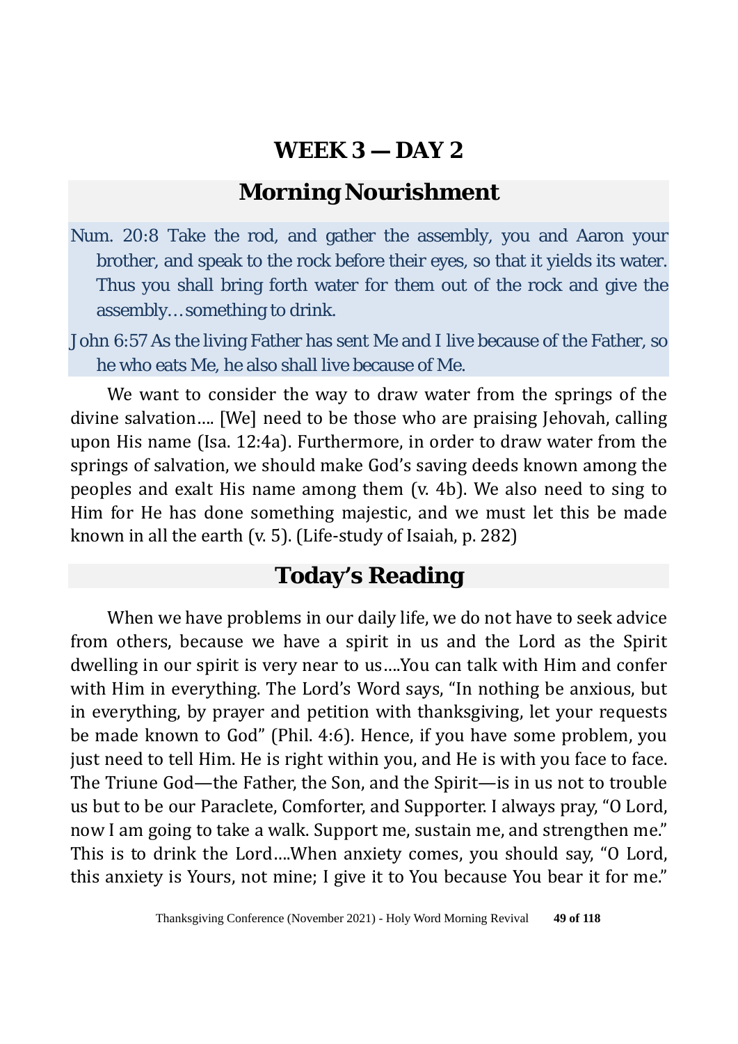# WEEK 3 — DAY 2

## Morning Nourishment

Num. 20:8 Take the rod, and gather the assembly, you and Aaron your brother, and speak to the rock before their eyes, so that it yields its water. Thus you shall bring forth water for them out of the rock and give the assembly…something to drink.

John 6:57 As the living Father has sent Me and I live because of the Father, so he who eats Me, he also shall live because of Me.

We want to consider the way to draw water from the springs of the divine salvation…. [We] need to be those who are praising Jehovah, calling upon His name (Isa. 12:4a). Furthermore, in order to draw water from the springs of salvation, we should make God's saving deeds known among the peoples and exalt His name among them (v. 4b). We also need to sing to Him for He has done something majestic, and we must let this be made known in all the earth (v. 5). (Life-study of Isaiah, p. 282)

## Today's Reading

When we have problems in our daily life, we do not have to seek advice from others, because we have a spirit in us and the Lord as the Spirit dwelling in our spirit is very near to us….You can talk with Him and confer with Him in everything. The Lord's Word says, "In nothing be anxious, but in everything, by prayer and petition with thanksgiving, let your requests be made known to God" (Phil. 4:6). Hence, if you have some problem, you just need to tell Him. He is right within you, and He is with you face to face. The Triune God—the Father, the Son, and the Spirit—is in us not to trouble us but to be our Paraclete, Comforter, and Supporter. I always pray, "O Lord, now I am going to take a walk. Support me, sustain me, and strengthen me." This is to drink the Lord….When anxiety comes, you should say, "O Lord, this anxiety is Yours, not mine; I give it to You because You bear it for me."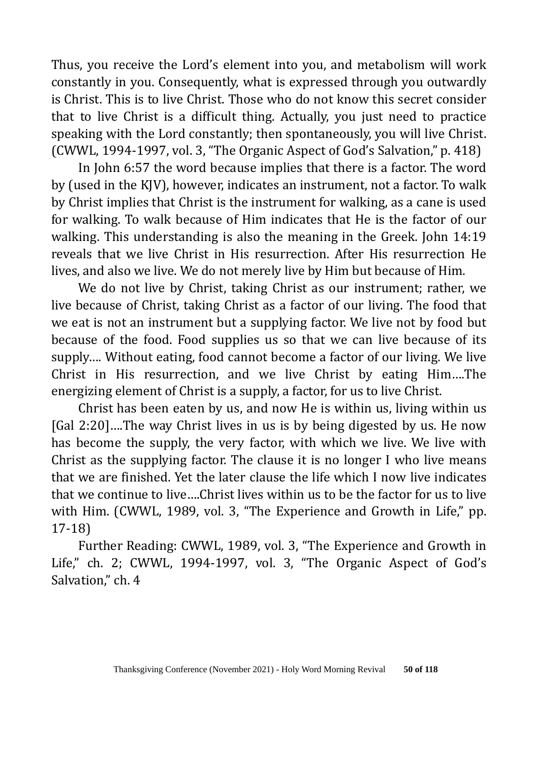Thus, you receive the Lord's element into you, and metabolism will work constantly in you. Consequently, what is expressed through you outwardly is Christ. This is to live Christ. Those who do not know this secret consider that to live Christ is a difficult thing. Actually, you just need to practice speaking with the Lord constantly; then spontaneously, you will live Christ. (CWWL, 1994-1997, vol. 3, "The Organic Aspect of God's Salvation," p. 418)

In John 6:57 the word because implies that there is a factor. The word by (used in the KJV), however, indicates an instrument, not a factor. To walk by Christ implies that Christ is the instrument for walking, as a cane is used for walking. To walk because of Him indicates that He is the factor of our walking. This understanding is also the meaning in the Greek. John 14:19 reveals that we live Christ in His resurrection. After His resurrection He lives, and also we live. We do not merely live by Him but because of Him.

We do not live by Christ, taking Christ as our instrument; rather, we live because of Christ, taking Christ as a factor of our living. The food that we eat is not an instrument but a supplying factor. We live not by food but because of the food. Food supplies us so that we can live because of its supply…. Without eating, food cannot become a factor of our living. We live Christ in His resurrection, and we live Christ by eating Him….The energizing element of Christ is a supply, a factor, for us to live Christ.

Christ has been eaten by us, and now He is within us, living within us [Gal 2:20]….The way Christ lives in us is by being digested by us. He now has become the supply, the very factor, with which we live. We live with Christ as the supplying factor. The clause it is no longer I who live means that we are finished. Yet the later clause the life which I now live indicates that we continue to live….Christ lives within us to be the factor for us to live with Him. (CWWL, 1989, vol. 3, "The Experience and Growth in Life," pp. 17-18)

Further Reading: CWWL, 1989, vol. 3, "The Experience and Growth in Life," ch. 2; CWWL, 1994-1997, vol. 3, "The Organic Aspect of God's Salvation," ch. 4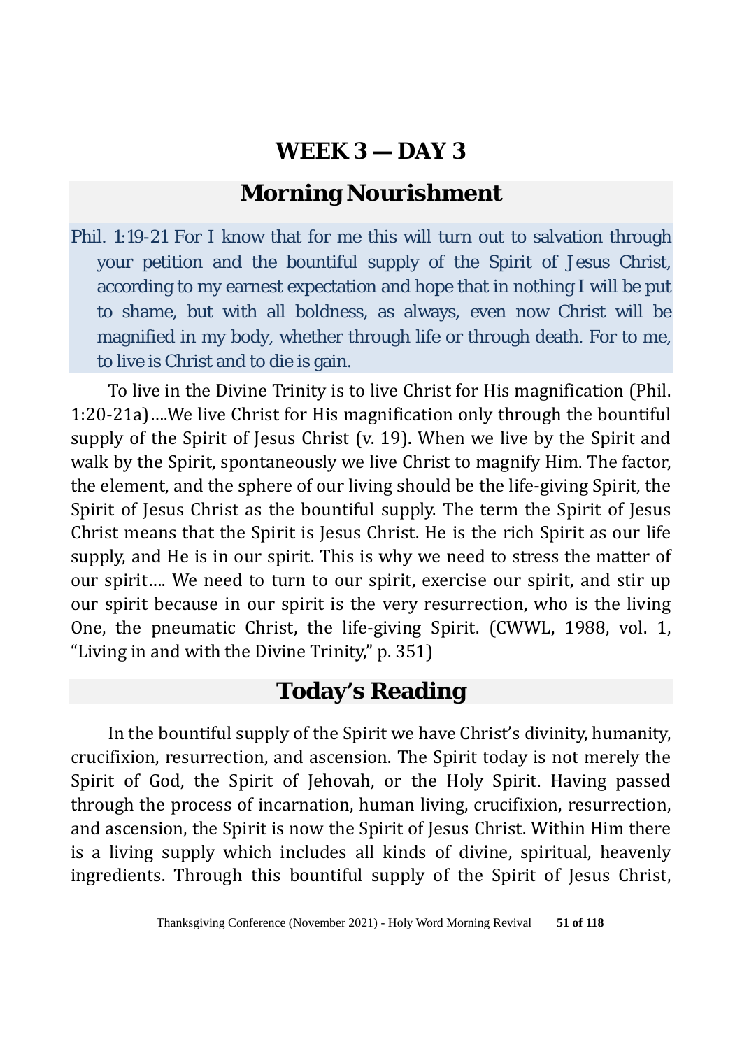# WEEK 3 — DAY 3

## Morning Nourishment

Phil. 1:19-21 For I know that for me this will turn out to salvation through your petition and the bountiful supply of the Spirit of Jesus Christ, according to my earnest expectation and hope that in nothing I will be put to shame, but with all boldness, as always, even now Christ will be magnified in my body, whether through life or through death. For to me, to live is Christ and to die is gain.

To live in the Divine Trinity is to live Christ for His magnification (Phil. 1:20-21a)….We live Christ for His magnification only through the bountiful supply of the Spirit of Jesus Christ (v. 19). When we live by the Spirit and walk by the Spirit, spontaneously we live Christ to magnify Him. The factor, the element, and the sphere of our living should be the life-giving Spirit, the Spirit of Jesus Christ as the bountiful supply. The term the Spirit of Jesus Christ means that the Spirit is Jesus Christ. He is the rich Spirit as our life supply, and He is in our spirit. This is why we need to stress the matter of our spirit…. We need to turn to our spirit, exercise our spirit, and stir up our spirit because in our spirit is the very resurrection, who is the living One, the pneumatic Christ, the life-giving Spirit. (CWWL, 1988, vol. 1, "Living in and with the Divine Trinity," p. 351)

## Today's Reading

In the bountiful supply of the Spirit we have Christ's divinity, humanity, crucifixion, resurrection, and ascension. The Spirit today is not merely the Spirit of God, the Spirit of Jehovah, or the Holy Spirit. Having passed through the process of incarnation, human living, crucifixion, resurrection, and ascension, the Spirit is now the Spirit of Jesus Christ. Within Him there is a living supply which includes all kinds of divine, spiritual, heavenly ingredients. Through this bountiful supply of the Spirit of Jesus Christ,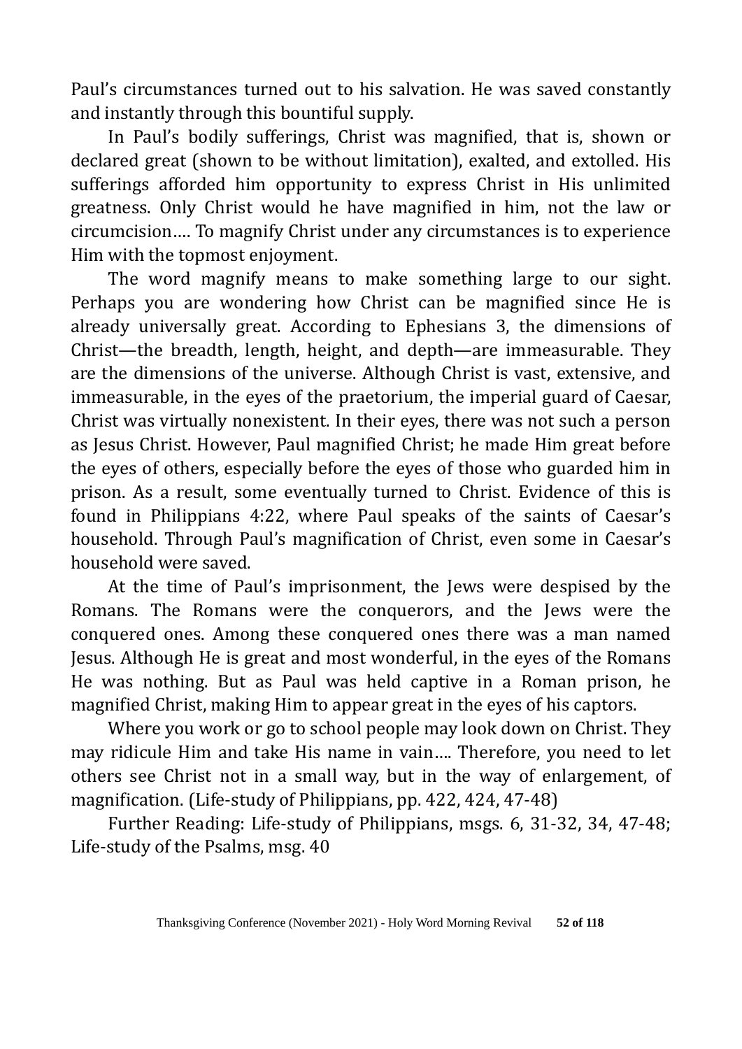Paul's circumstances turned out to his salvation. He was saved constantly and instantly through this bountiful supply.

In Paul's bodily sufferings, Christ was magnified, that is, shown or declared great (shown to be without limitation), exalted, and extolled. His sufferings afforded him opportunity to express Christ in His unlimited greatness. Only Christ would he have magnified in him, not the law or circumcision…. To magnify Christ under any circumstances is to experience Him with the topmost enjoyment.

The word magnify means to make something large to our sight. Perhaps you are wondering how Christ can be magnified since He is already universally great. According to Ephesians 3, the dimensions of Christ—the breadth, length, height, and depth—are immeasurable. They are the dimensions of the universe. Although Christ is vast, extensive, and immeasurable, in the eyes of the praetorium, the imperial guard of Caesar, Christ was virtually nonexistent. In their eyes, there was not such a person as Jesus Christ. However, Paul magnified Christ; he made Him great before the eyes of others, especially before the eyes of those who guarded him in prison. As a result, some eventually turned to Christ. Evidence of this is found in Philippians 4:22, where Paul speaks of the saints of Caesar's household. Through Paul's magnification of Christ, even some in Caesar's household were saved.

At the time of Paul's imprisonment, the Jews were despised by the Romans. The Romans were the conquerors, and the Jews were the conquered ones. Among these conquered ones there was a man named Jesus. Although He is great and most wonderful, in the eyes of the Romans He was nothing. But as Paul was held captive in a Roman prison, he magnified Christ, making Him to appear great in the eyes of his captors.

Where you work or go to school people may look down on Christ. They may ridicule Him and take His name in vain…. Therefore, you need to let others see Christ not in a small way, but in the way of enlargement, of magnification. (Life-study of Philippians, pp. 422, 424, 47-48)

Further Reading: Life-study of Philippians, msgs. 6, 31-32, 34, 47-48; Life-study of the Psalms, msg. 40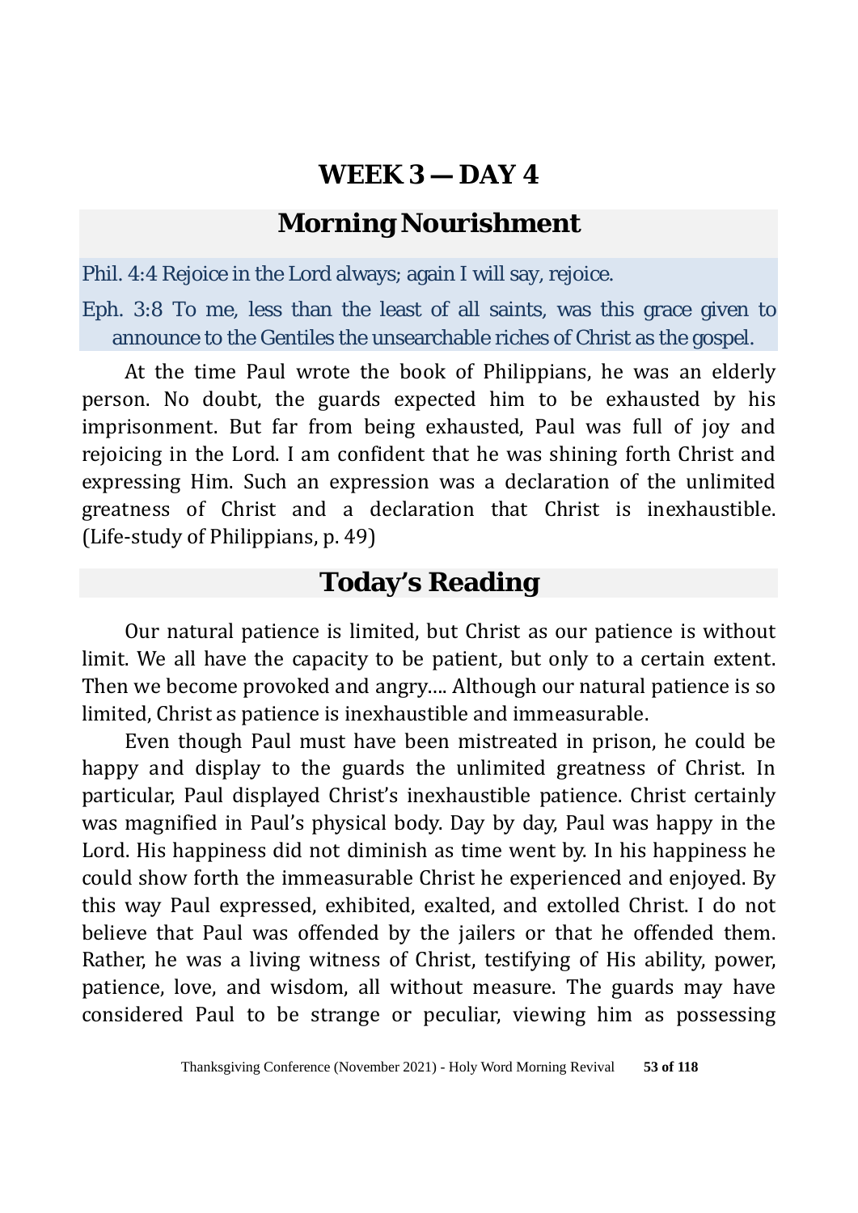# WEEK 3 — DAY 4

## Morning Nourishment

Phil. 4:4 Rejoice in the Lord always; again I will say, rejoice.

Eph. 3:8 To me, less than the least of all saints, was this grace given to announce to the Gentiles the unsearchable riches of Christ as the gospel.

At the time Paul wrote the book of Philippians, he was an elderly person. No doubt, the guards expected him to be exhausted by his imprisonment. But far from being exhausted, Paul was full of joy and rejoicing in the Lord. I am confident that he was shining forth Christ and expressing Him. Such an expression was a declaration of the unlimited greatness of Christ and a declaration that Christ is inexhaustible. (Life-study of Philippians, p. 49)

## Today's Reading

Our natural patience is limited, but Christ as our patience is without limit. We all have the capacity to be patient, but only to a certain extent. Then we become provoked and angry.... Although our natural patience is so limited, Christ as patience is inexhaustible and immeasurable.

Even though Paul must have been mistreated in prison, he could be happy and display to the guards the unlimited greatness of Christ. In particular, Paul displayed Christ's inexhaustible patience. Christ certainly was magnified in Paul's physical body. Day by day, Paul was happy in the Lord. His happiness did not diminish as time went by. In his happiness he could show forth the immeasurable Christ he experienced and enjoyed. By this way Paul expressed, exhibited, exalted, and extolled Christ. I do not believe that Paul was offended by the jailers or that he offended them. Rather, he was a living witness of Christ, testifying of His ability, power, patience, love, and wisdom, all without measure. The guards may have considered Paul to be strange or peculiar, viewing him as possessing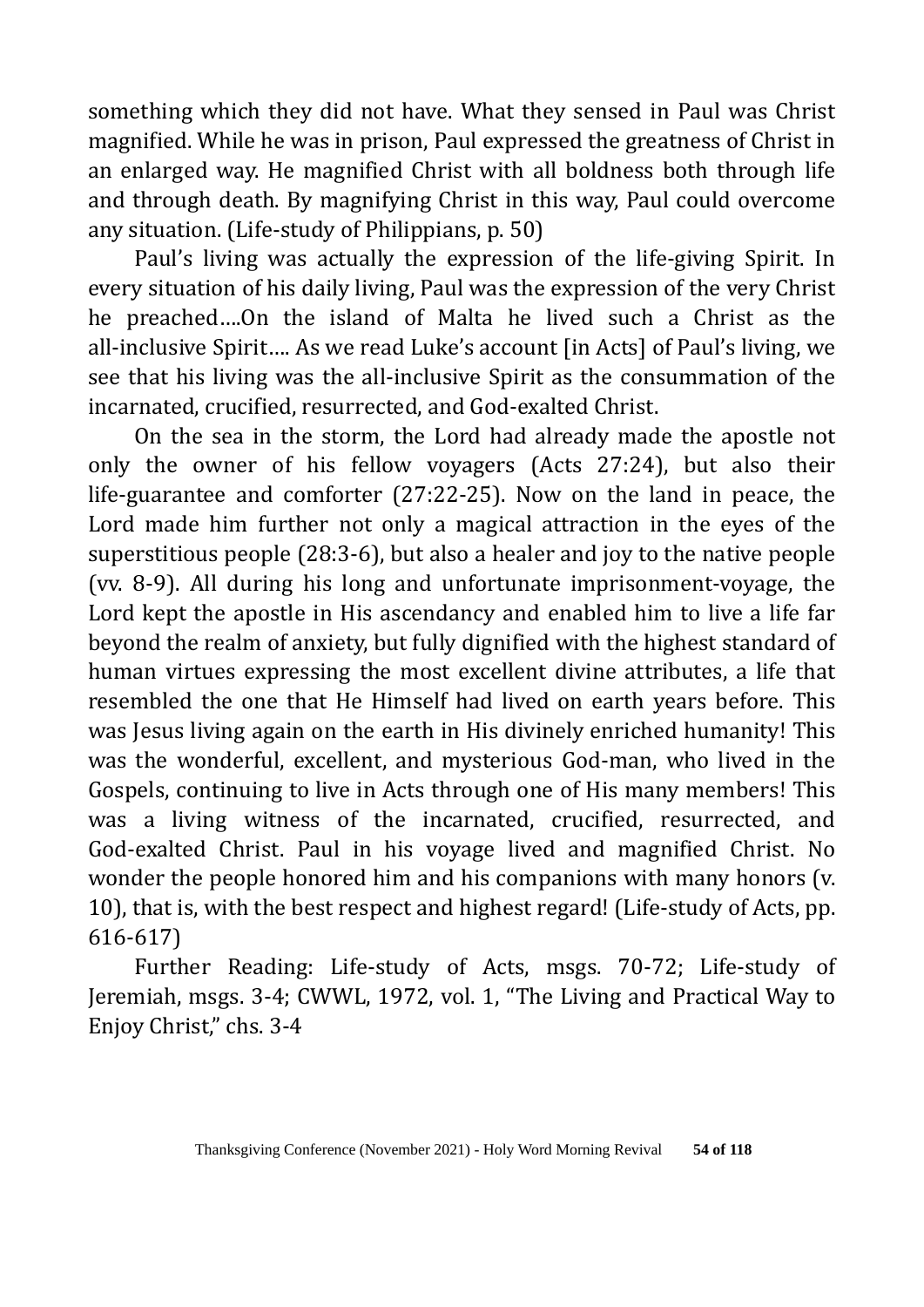something which they did not have. What they sensed in Paul was Christ magnified. While he was in prison, Paul expressed the greatness of Christ in an enlarged way. He magnified Christ with all boldness both through life and through death. By magnifying Christ in this way, Paul could overcome any situation. (Life-study of Philippians, p. 50)

Paul's living was actually the expression of the life-giving Spirit. In every situation of his daily living, Paul was the expression of the very Christ he preached….On the island of Malta he lived such a Christ as the all-inclusive Spirit…. As we read Luke's account [in Acts] of Paul's living, we see that his living was the all-inclusive Spirit as the consummation of the incarnated, crucified, resurrected, and God-exalted Christ.

On the sea in the storm, the Lord had already made the apostle not only the owner of his fellow voyagers (Acts 27:24), but also their life-guarantee and comforter (27:22-25). Now on the land in peace, the Lord made him further not only a magical attraction in the eyes of the superstitious people (28:3-6), but also a healer and joy to the native people (vv. 8-9). All during his long and unfortunate imprisonment-voyage, the Lord kept the apostle in His ascendancy and enabled him to live a life far beyond the realm of anxiety, but fully dignified with the highest standard of human virtues expressing the most excellent divine attributes, a life that resembled the one that He Himself had lived on earth years before. This was Jesus living again on the earth in His divinely enriched humanity! This was the wonderful, excellent, and mysterious God-man, who lived in the Gospels, continuing to live in Acts through one of His many members! This was a living witness of the incarnated, crucified, resurrected, and God-exalted Christ. Paul in his voyage lived and magnified Christ. No wonder the people honored him and his companions with many honors (v. 10), that is, with the best respect and highest regard! (Life-study of Acts, pp. 616-617)

Further Reading: Life-study of Acts, msgs. 70-72; Life-study of Jeremiah, msgs. 3-4; CWWL, 1972, vol. 1, "The Living and Practical Way to Enjoy Christ," chs. 3-4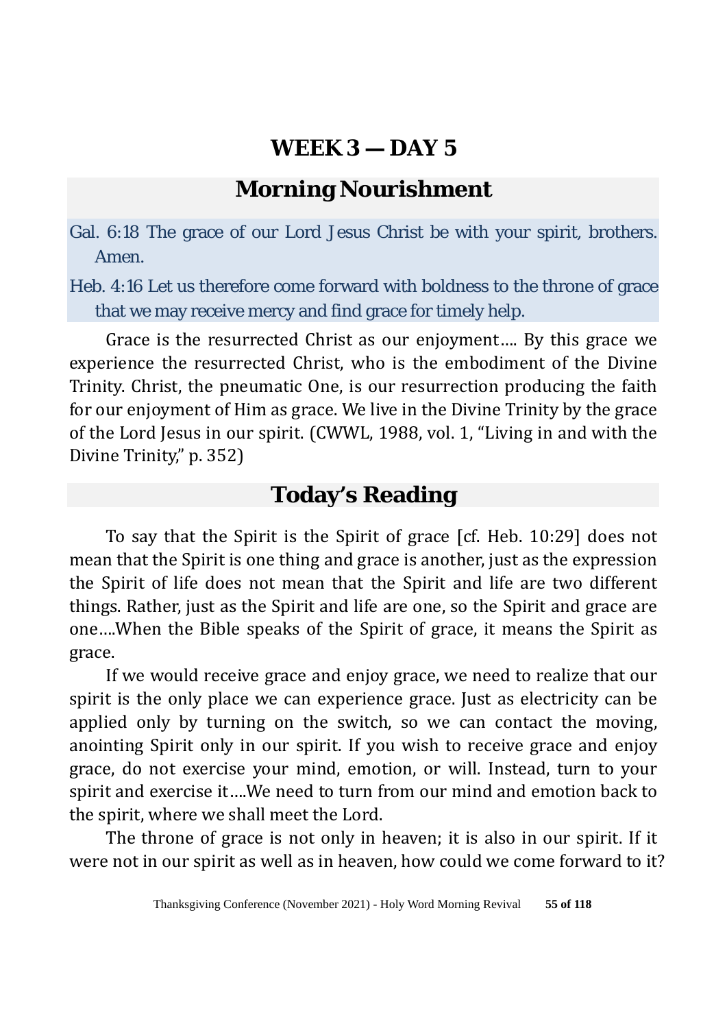# WEEK 3 — DAY 5

## Morning Nourishment

Gal. 6:18 The grace of our Lord Jesus Christ be with your spirit, brothers. Amen.

Heb. 4:16 Let us therefore come forward with boldness to the throne of grace that we may receive mercy and find grace for timely help.

Grace is the resurrected Christ as our enjoyment…. By this grace we experience the resurrected Christ, who is the embodiment of the Divine Trinity. Christ, the pneumatic One, is our resurrection producing the faith for our enjoyment of Him as grace. We live in the Divine Trinity by the grace of the Lord Jesus in our spirit. (CWWL, 1988, vol. 1, "Living in and with the Divine Trinity," p. 352)

## Today's Reading

To say that the Spirit is the Spirit of grace [cf. Heb. 10:29] does not mean that the Spirit is one thing and grace is another, just as the expression the Spirit of life does not mean that the Spirit and life are two different things. Rather, just as the Spirit and life are one, so the Spirit and grace are one….When the Bible speaks of the Spirit of grace, it means the Spirit as grace.

If we would receive grace and enjoy grace, we need to realize that our spirit is the only place we can experience grace. Just as electricity can be applied only by turning on the switch, so we can contact the moving, anointing Spirit only in our spirit. If you wish to receive grace and enjoy grace, do not exercise your mind, emotion, or will. Instead, turn to your spirit and exercise it….We need to turn from our mind and emotion back to the spirit, where we shall meet the Lord.

The throne of grace is not only in heaven; it is also in our spirit. If it were not in our spirit as well as in heaven, how could we come forward to it?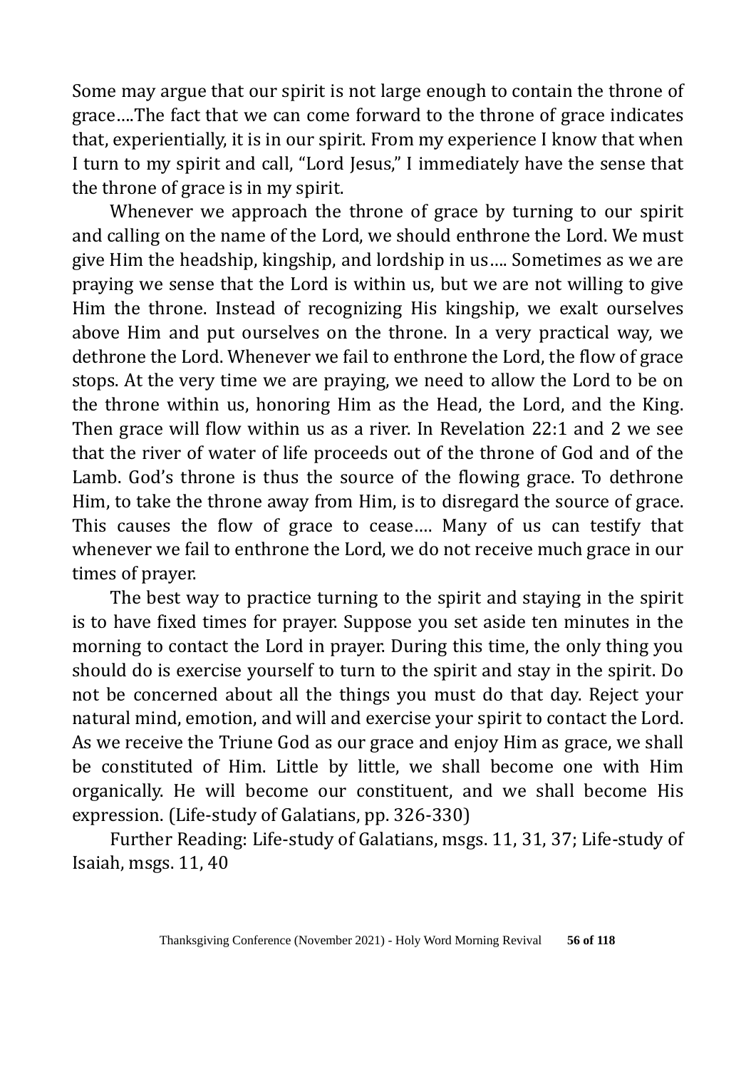Some may argue that our spirit is not large enough to contain the throne of grace….The fact that we can come forward to the throne of grace indicates that, experientially, it is in our spirit. From my experience I know that when I turn to my spirit and call, “Lord Jesus,” I immediately have the sense that the throne of grace is in my spirit.

Whenever we approach the throne of grace by turning to our spirit and calling on the name of the Lord, we should enthrone the Lord. We must give Him the headship, kingship, and lordship in us…. Sometimes as we are praying we sense that the Lord is within us, but we are not willing to give Him the throne. Instead of recognizing His kingship, we exalt ourselves above Him and put ourselves on the throne. In a very practical way, we dethrone the Lord. Whenever we fail to enthrone the Lord, the flow of grace stops. At the very time we are praying, we need to allow the Lord to be on the throne within us, honoring Him as the Head, the Lord, and the King. Then grace will flow within us as a river. In Revelation 22:1 and 2 we see that the river of water of life proceeds out of the throne of God and of the Lamb. God’s throne is thus the source of the flowing grace. To dethrone Him, to take the throne away from Him, is to disregard the source of grace. This causes the flow of grace to cease…. Many of us can testify that whenever we fail to enthrone the Lord, we do not receive much grace in our times of prayer.

The best way to practice turning to the spirit and staying in the spirit is to have fixed times for prayer. Suppose you set aside ten minutes in the morning to contact the Lord in prayer. During this time, the only thing you should do is exercise yourself to turn to the spirit and stay in the spirit. Do not be concerned about all the things you must do that day. Reject your natural mind, emotion, and will and exercise your spirit to contact the Lord. As we receive the Triune God as our grace and enjoy Him as grace, we shall be constituted of Him. Little by little, we shall become one with Him organically. He will become our constituent, and we shall become His expression. (Life-study of Galatians, pp. 326-330)

Further Reading: Life-study of Galatians, msgs. 11, 31, 37; Life-study of Isaiah, msgs. 11, 40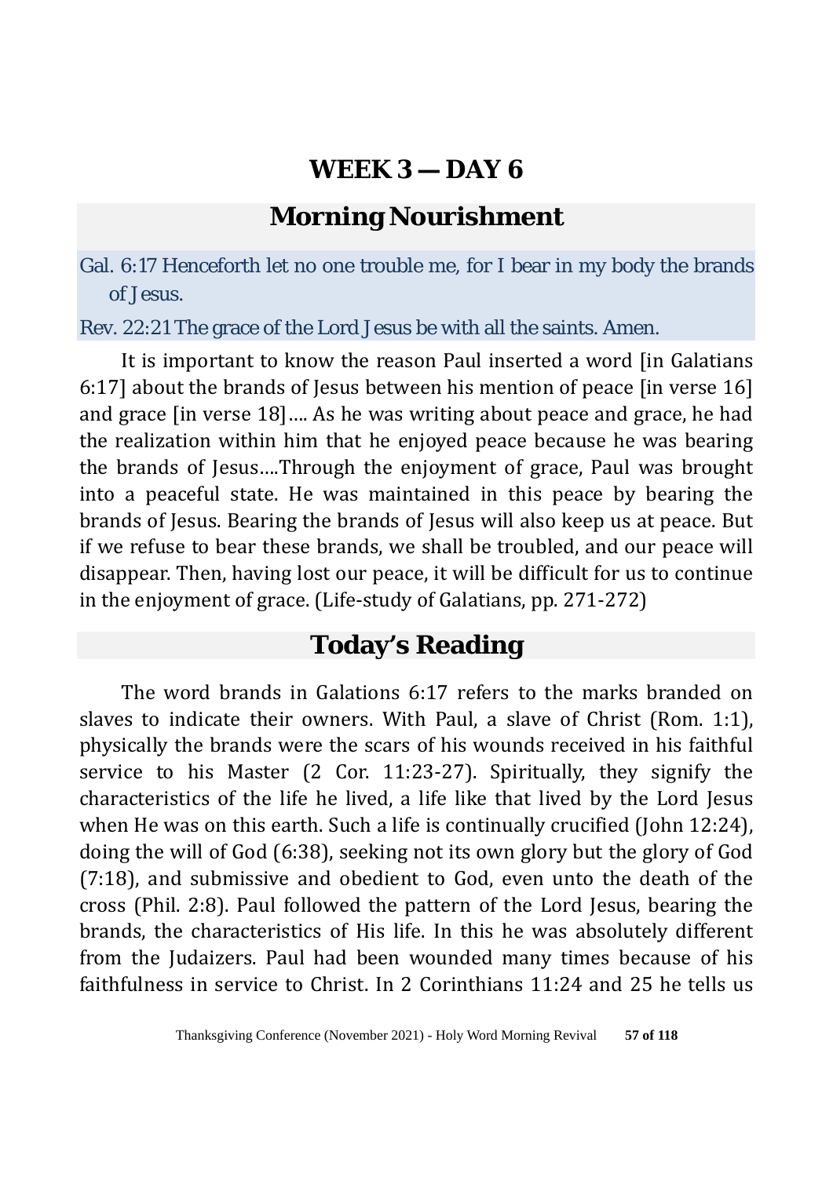# WEEK 3 — DAY 6

## Morning Nourishment

Gal. 6:17 Henceforth let no one trouble me, for I bear in my body the brands of Jesus.

Rev. 22:21 The grace of the Lord Jesus be with all the saints. Amen.

It is important to know the reason Paul inserted a word [in Galatians 6:17] about the brands of Jesus between his mention of peace [in verse 16] and grace [in verse 18]…. As he was writing about peace and grace, he had the realization within him that he enjoyed peace because he was bearing the brands of Jesus….Through the enjoyment of grace, Paul was brought into a peaceful state. He was maintained in this peace by bearing the brands of Jesus. Bearing the brands of Jesus will also keep us at peace. But if we refuse to bear these brands, we shall be troubled, and our peace will disappear. Then, having lost our peace, it will be difficult for us to continue in the enjoyment of grace. (Life-study of Galatians, pp. 271-272)

## Today's Reading

The word brands in Galations 6:17 refers to the marks branded on slaves to indicate their owners. With Paul, a slave of Christ (Rom. 1:1), physically the brands were the scars of his wounds received in his faithful service to his Master (2 Cor. 11:23-27). Spiritually, they signify the characteristics of the life he lived, a life like that lived by the Lord Jesus when He was on this earth. Such a life is continually crucified (John 12:24), doing the will of God (6:38), seeking not its own glory but the glory of God (7:18), and submissive and obedient to God, even unto the death of the cross (Phil. 2:8). Paul followed the pattern of the Lord Jesus, bearing the brands, the characteristics of His life. In this he was absolutely different from the Judaizers. Paul had been wounded many times because of his faithfulness in service to Christ. In 2 Corinthians 11:24 and 25 he tells us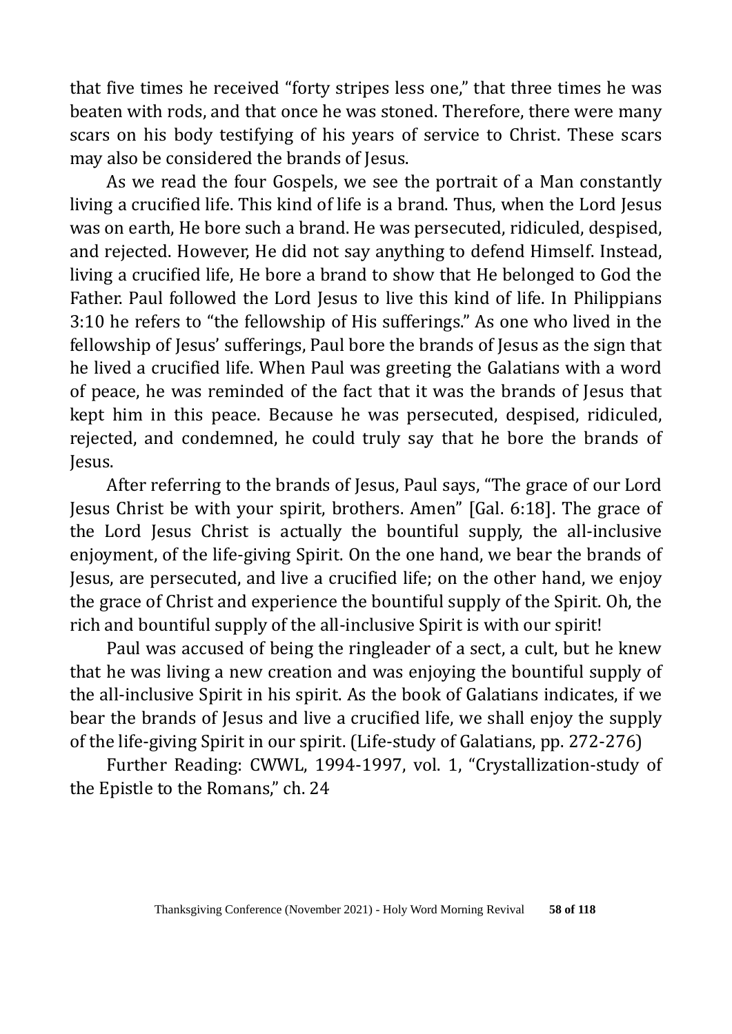that five times he received "forty stripes less one," that three times he was beaten with rods, and that once he was stoned. Therefore, there were many scars on his body testifying of his years of service to Christ. These scars may also be considered the brands of Jesus.

As we read the four Gospels, we see the portrait of a Man constantly living a crucified life. This kind of life is a brand. Thus, when the Lord Jesus was on earth, He bore such a brand. He was persecuted, ridiculed, despised, and rejected. However, He did not say anything to defend Himself. Instead, living a crucified life, He bore a brand to show that He belonged to God the Father. Paul followed the Lord Jesus to live this kind of life. In Philippians 3:10 he refers to "the fellowship of His sufferings." As one who lived in the fellowship of Jesus' sufferings, Paul bore the brands of Jesus as the sign that he lived a crucified life. When Paul was greeting the Galatians with a word of peace, he was reminded of the fact that it was the brands of Jesus that kept him in this peace. Because he was persecuted, despised, ridiculed, rejected, and condemned, he could truly say that he bore the brands of Jesus.

After referring to the brands of Jesus, Paul says, "The grace of our Lord Jesus Christ be with your spirit, brothers. Amen" [Gal. 6:18]. The grace of the Lord Jesus Christ is actually the bountiful supply, the all-inclusive enjoyment, of the life-giving Spirit. On the one hand, we bear the brands of Jesus, are persecuted, and live a crucified life; on the other hand, we enjoy the grace of Christ and experience the bountiful supply of the Spirit. Oh, the rich and bountiful supply of the all-inclusive Spirit is with our spirit!

Paul was accused of being the ringleader of a sect, a cult, but he knew that he was living a new creation and was enjoying the bountiful supply of the all-inclusive Spirit in his spirit. As the book of Galatians indicates, if we bear the brands of Jesus and live a crucified life, we shall enjoy the supply of the life-giving Spirit in our spirit. (Life-study of Galatians, pp. 272-276)

Further Reading: CWWL, 1994-1997, vol. 1, "Crystallization-study of the Epistle to the Romans," ch. 24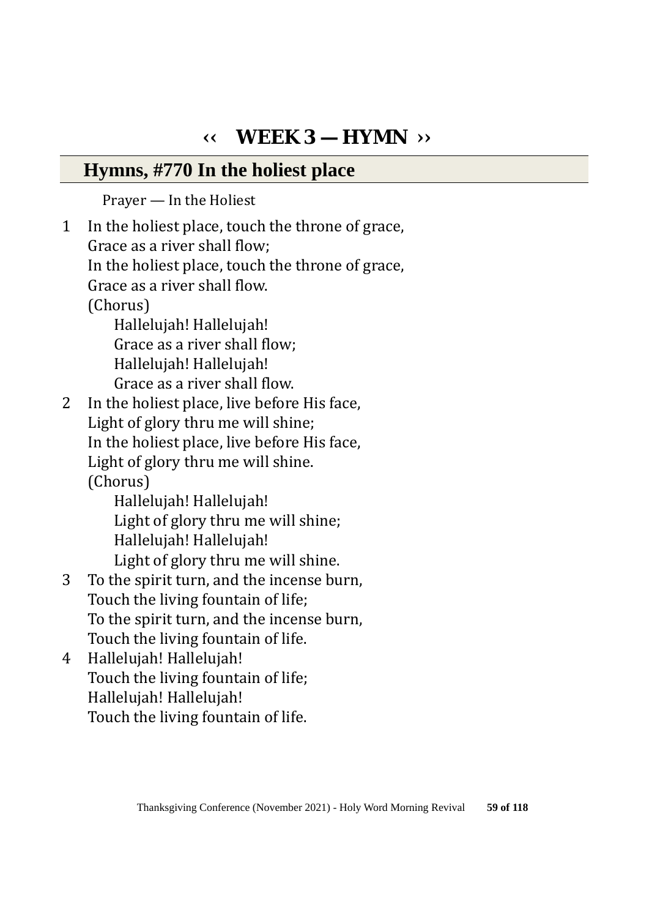# ‹‹ WEEK 3 — HYMN ››

## Hymns, #770 In the holiest place

Prayer — In the Holiest

1 In the holiest place, touch the throne of grace,
Grace as a river shall flow;
In the holiest place, touch the throne of grace,
Grace as a river shall flow.
(Chorus)
 Hallelujah! Hallelujah!
 Grace as a river shall flow;
 Hallelujah! Hallelujah!
 Grace as a river shall flow.

2 In the holiest place, live before His face,
Light of glory thru me will shine;
In the holiest place, live before His face,
Light of glory thru me will shine.
(Chorus)
 Hallelujah! Hallelujah!
 Light of glory thru me will shine;
 Hallelujah! Hallelujah!
 Light of glory thru me will shine.

3 To the spirit turn, and the incense burn,
Touch the living fountain of life;
To the spirit turn, and the incense burn,
Touch the living fountain of life.

4 Hallelujah! Hallelujah!
Touch the living fountain of life;
Hallelujah! Hallelujah!
Touch the living fountain of life.